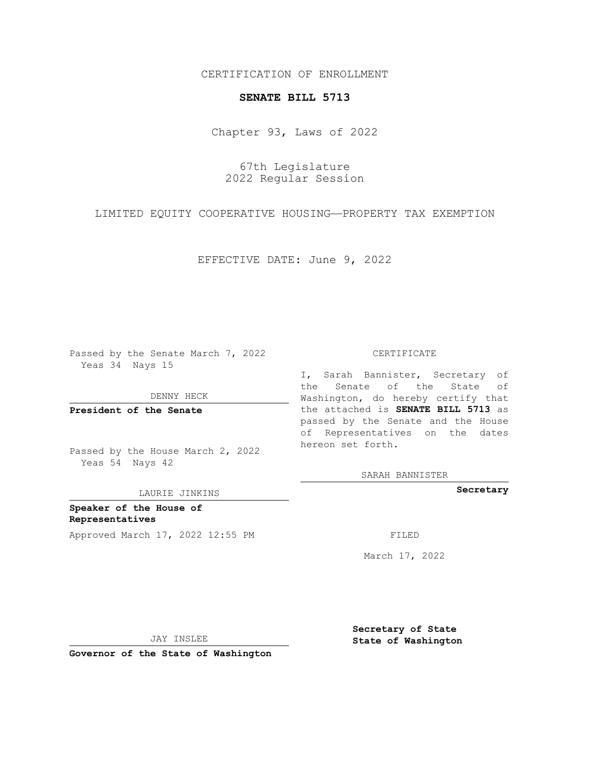CERTIFICATION OF ENROLLMENT

**SENATE BILL 5713**

Chapter 93, Laws of 2022

67th Legislature
2022 Regular Session

LIMITED EQUITY COOPERATIVE HOUSING—PROPERTY TAX EXEMPTION

EFFECTIVE DATE: June 9, 2022

Passed by the Senate March 7, 2022
Yeas 34 Nays 15

DENNY HECK

**President of the Senate**

Passed by the House March 2, 2022
Yeas 54 Nays 42

LAURIE JINKINS

**Speaker of the House of Representatives**

Approved March 17, 2022 12:55 PM

JAY INSLEE

**Governor of the State of Washington**

CERTIFICATE

I, Sarah Bannister, Secretary of the Senate of the State of Washington, do hereby certify that the attached is **SENATE BILL 5713** as passed by the Senate and the House of Representatives on the dates hereon set forth.

SARAH BANNISTER

**Secretary**

FILED

March 17, 2022

**Secretary of State**
**State of Washington**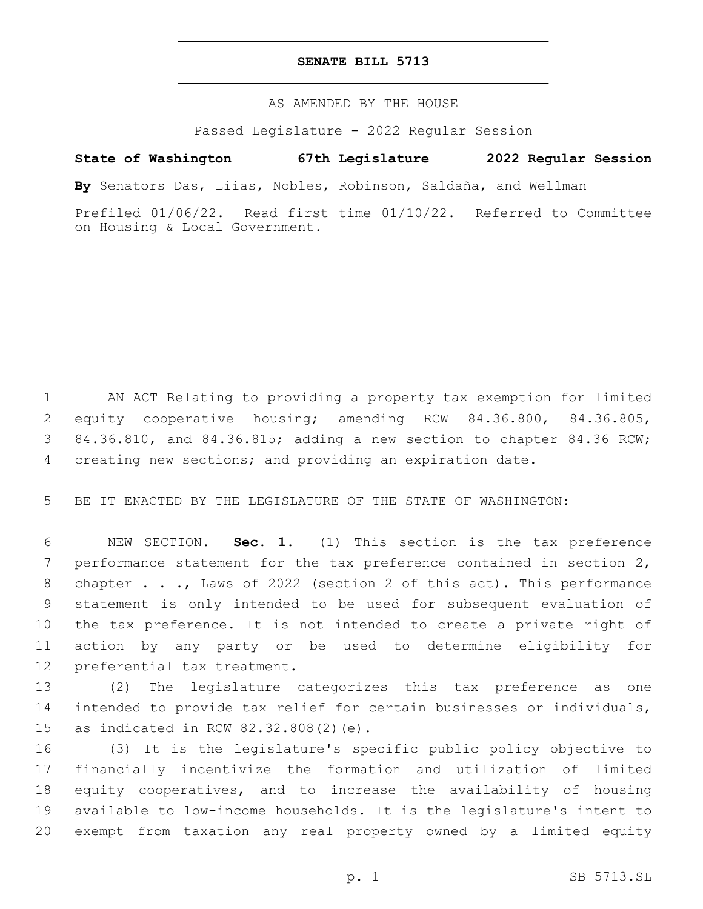**SENATE BILL 5713**

AS AMENDED BY THE HOUSE

Passed Legislature - 2022 Regular Session

**State of Washington 67th Legislature 2022 Regular Session**

**By** Senators Das, Liias, Nobles, Robinson, Saldaña, and Wellman

Prefiled 01/06/22. Read first time 01/10/22. Referred to Committee on Housing & Local Government.

AN ACT Relating to providing a property tax exemption for limited equity cooperative housing; amending RCW 84.36.800, 84.36.805, 84.36.810, and 84.36.815; adding a new section to chapter 84.36 RCW; creating new sections; and providing an expiration date.

BE IT ENACTED BY THE LEGISLATURE OF THE STATE OF WASHINGTON:

NEW SECTION. **Sec. 1.** (1) This section is the tax preference performance statement for the tax preference contained in section 2, chapter . . ., Laws of 2022 (section 2 of this act). This performance statement is only intended to be used for subsequent evaluation of the tax preference. It is not intended to create a private right of action by any party or be used to determine eligibility for preferential tax treatment.

(2) The legislature categorizes this tax preference as one intended to provide tax relief for certain businesses or individuals, as indicated in RCW 82.32.808(2)(e).

(3) It is the legislature's specific public policy objective to financially incentivize the formation and utilization of limited equity cooperatives, and to increase the availability of housing available to low-income households. It is the legislature's intent to exempt from taxation any real property owned by a limited equity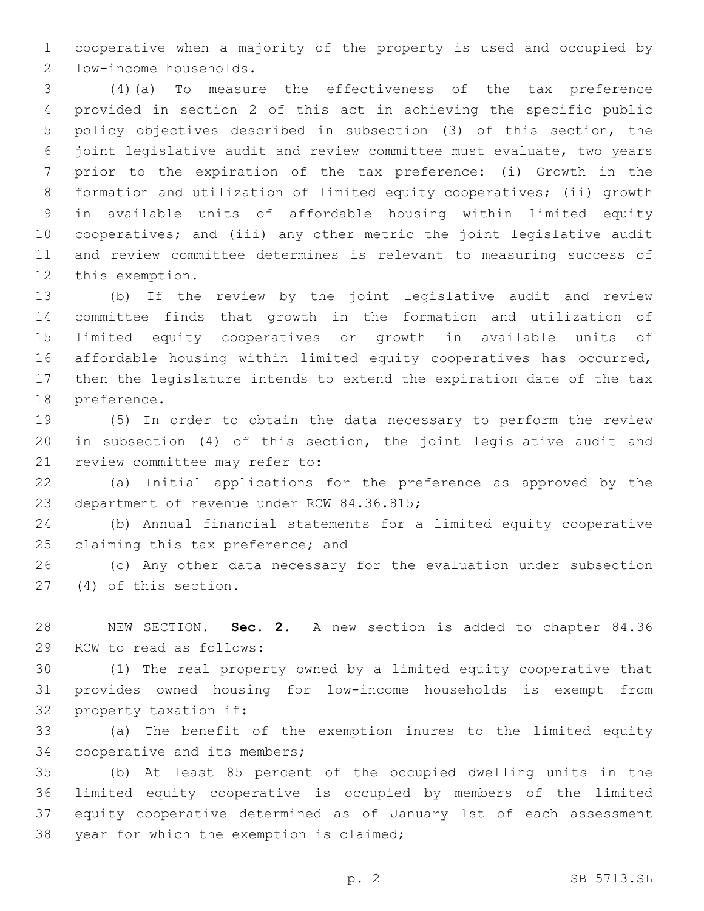cooperative when a majority of the property is used and occupied by low-income households.

(4)(a) To measure the effectiveness of the tax preference provided in section 2 of this act in achieving the specific public policy objectives described in subsection (3) of this section, the joint legislative audit and review committee must evaluate, two years prior to the expiration of the tax preference: (i) Growth in the formation and utilization of limited equity cooperatives; (ii) growth in available units of affordable housing within limited equity cooperatives; and (iii) any other metric the joint legislative audit and review committee determines is relevant to measuring success of this exemption.

(b) If the review by the joint legislative audit and review committee finds that growth in the formation and utilization of limited equity cooperatives or growth in available units of affordable housing within limited equity cooperatives has occurred, then the legislature intends to extend the expiration date of the tax preference.

(5) In order to obtain the data necessary to perform the review in subsection (4) of this section, the joint legislative audit and review committee may refer to:

(a) Initial applications for the preference as approved by the department of revenue under RCW 84.36.815;

(b) Annual financial statements for a limited equity cooperative claiming this tax preference; and

(c) Any other data necessary for the evaluation under subsection (4) of this section.

NEW SECTION. **Sec. 2.** A new section is added to chapter 84.36 RCW to read as follows:

(1) The real property owned by a limited equity cooperative that provides owned housing for low-income households is exempt from property taxation if:

(a) The benefit of the exemption inures to the limited equity cooperative and its members;

(b) At least 85 percent of the occupied dwelling units in the limited equity cooperative is occupied by members of the limited equity cooperative determined as of January 1st of each assessment year for which the exemption is claimed;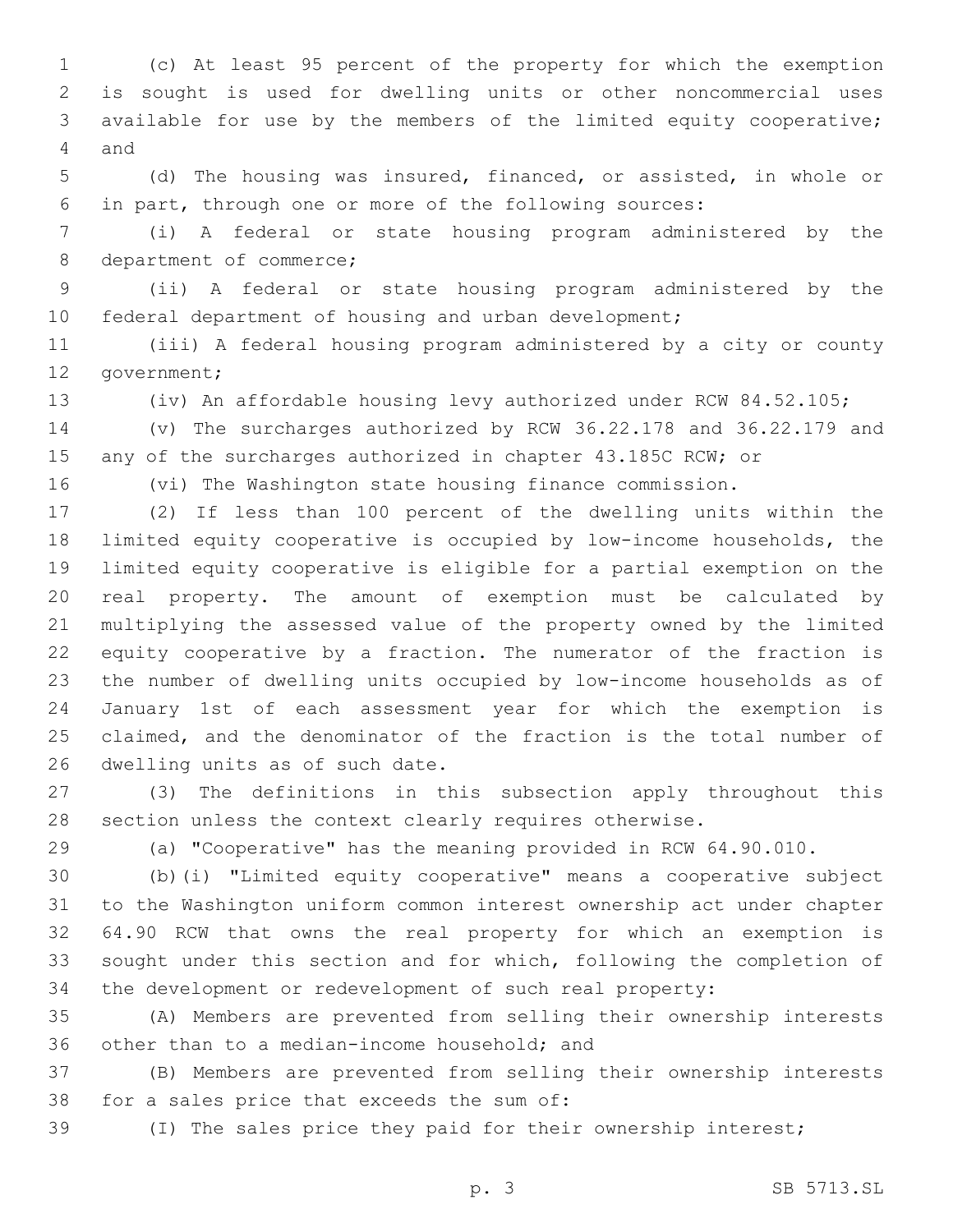(c) At least 95 percent of the property for which the exemption is sought is used for dwelling units or other noncommercial uses available for use by the members of the limited equity cooperative; and

(d) The housing was insured, financed, or assisted, in whole or in part, through one or more of the following sources:

(i) A federal or state housing program administered by the department of commerce;

(ii) A federal or state housing program administered by the federal department of housing and urban development;

(iii) A federal housing program administered by a city or county government;

(iv) An affordable housing levy authorized under RCW 84.52.105;

(v) The surcharges authorized by RCW 36.22.178 and 36.22.179 and any of the surcharges authorized in chapter 43.185C RCW; or

(vi) The Washington state housing finance commission.

(2) If less than 100 percent of the dwelling units within the limited equity cooperative is occupied by low-income households, the limited equity cooperative is eligible for a partial exemption on the real property. The amount of exemption must be calculated by multiplying the assessed value of the property owned by the limited equity cooperative by a fraction. The numerator of the fraction is the number of dwelling units occupied by low-income households as of January 1st of each assessment year for which the exemption is claimed, and the denominator of the fraction is the total number of dwelling units as of such date.

(3) The definitions in this subsection apply throughout this section unless the context clearly requires otherwise.

(a) "Cooperative" has the meaning provided in RCW 64.90.010.

(b)(i) "Limited equity cooperative" means a cooperative subject to the Washington uniform common interest ownership act under chapter 64.90 RCW that owns the real property for which an exemption is sought under this section and for which, following the completion of the development or redevelopment of such real property:

(A) Members are prevented from selling their ownership interests other than to a median-income household; and

(B) Members are prevented from selling their ownership interests for a sales price that exceeds the sum of:

(I) The sales price they paid for their ownership interest;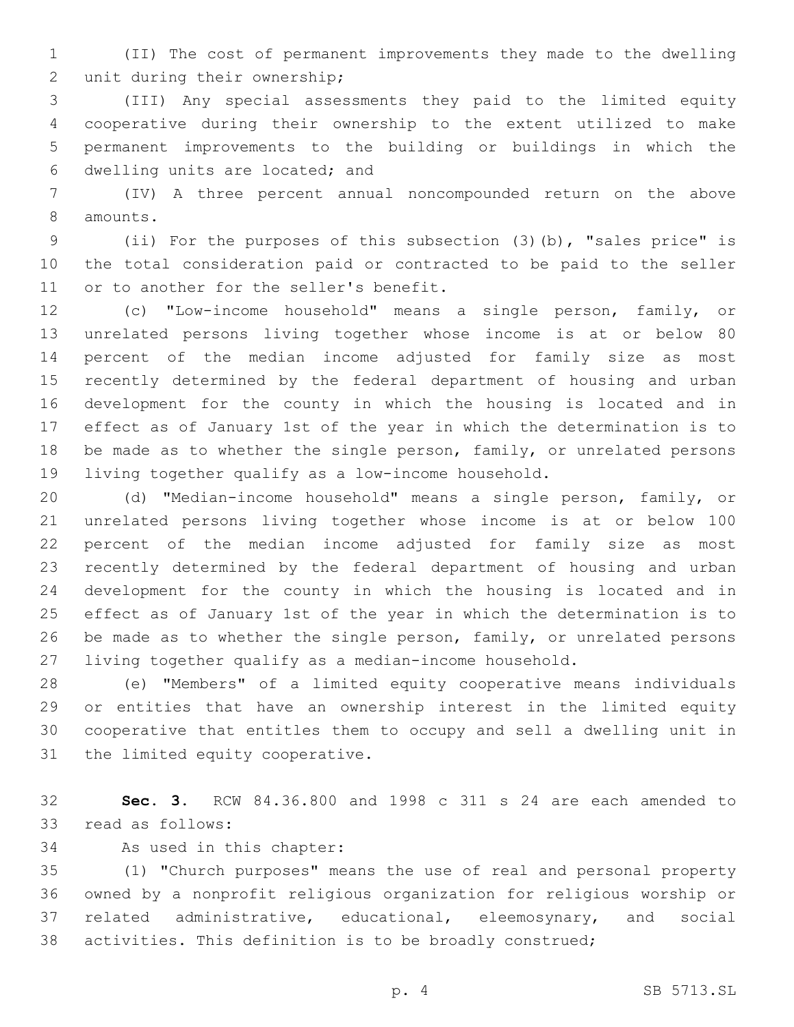(II) The cost of permanent improvements they made to the dwelling unit during their ownership;

(III) Any special assessments they paid to the limited equity cooperative during their ownership to the extent utilized to make permanent improvements to the building or buildings in which the dwelling units are located; and

(IV) A three percent annual noncompounded return on the above amounts.

(ii) For the purposes of this subsection (3)(b), "sales price" is the total consideration paid or contracted to be paid to the seller or to another for the seller's benefit.

(c) "Low-income household" means a single person, family, or unrelated persons living together whose income is at or below 80 percent of the median income adjusted for family size as most recently determined by the federal department of housing and urban development for the county in which the housing is located and in effect as of January 1st of the year in which the determination is to be made as to whether the single person, family, or unrelated persons living together qualify as a low-income household.

(d) "Median-income household" means a single person, family, or unrelated persons living together whose income is at or below 100 percent of the median income adjusted for family size as most recently determined by the federal department of housing and urban development for the county in which the housing is located and in effect as of January 1st of the year in which the determination is to be made as to whether the single person, family, or unrelated persons living together qualify as a median-income household.

(e) "Members" of a limited equity cooperative means individuals or entities that have an ownership interest in the limited equity cooperative that entitles them to occupy and sell a dwelling unit in the limited equity cooperative.

**Sec. 3.** RCW 84.36.800 and 1998 c 311 s 24 are each amended to read as follows:

As used in this chapter:

(1) "Church purposes" means the use of real and personal property owned by a nonprofit religious organization for religious worship or related administrative, educational, eleemosynary, and social activities. This definition is to be broadly construed;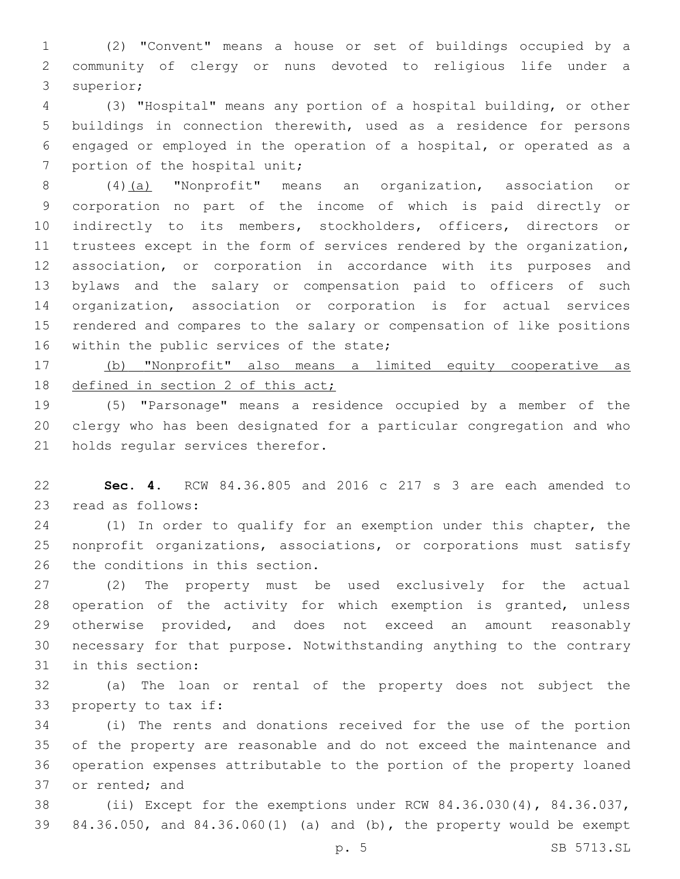(2) "Convent" means a house or set of buildings occupied by a community of clergy or nuns devoted to religious life under a superior;

(3) "Hospital" means any portion of a hospital building, or other buildings in connection therewith, used as a residence for persons engaged or employed in the operation of a hospital, or operated as a portion of the hospital unit;

(4)<u>(a)</u> "Nonprofit" means an organization, association or corporation no part of the income of which is paid directly or indirectly to its members, stockholders, officers, directors or trustees except in the form of services rendered by the organization, association, or corporation in accordance with its purposes and bylaws and the salary or compensation paid to officers of such organization, association or corporation is for actual services rendered and compares to the salary or compensation of like positions within the public services of the state;

<u>(b) "Nonprofit" also means a limited equity cooperative as defined in section 2 of this act;</u>

(5) "Parsonage" means a residence occupied by a member of the clergy who has been designated for a particular congregation and who holds regular services therefor.

**Sec. 4.** RCW 84.36.805 and 2016 c 217 s 3 are each amended to read as follows:

(1) In order to qualify for an exemption under this chapter, the nonprofit organizations, associations, or corporations must satisfy the conditions in this section.

(2) The property must be used exclusively for the actual operation of the activity for which exemption is granted, unless otherwise provided, and does not exceed an amount reasonably necessary for that purpose. Notwithstanding anything to the contrary in this section:

(a) The loan or rental of the property does not subject the property to tax if:

(i) The rents and donations received for the use of the portion of the property are reasonable and do not exceed the maintenance and operation expenses attributable to the portion of the property loaned or rented; and

(ii) Except for the exemptions under RCW 84.36.030(4), 84.36.037, 84.36.050, and 84.36.060(1) (a) and (b), the property would be exempt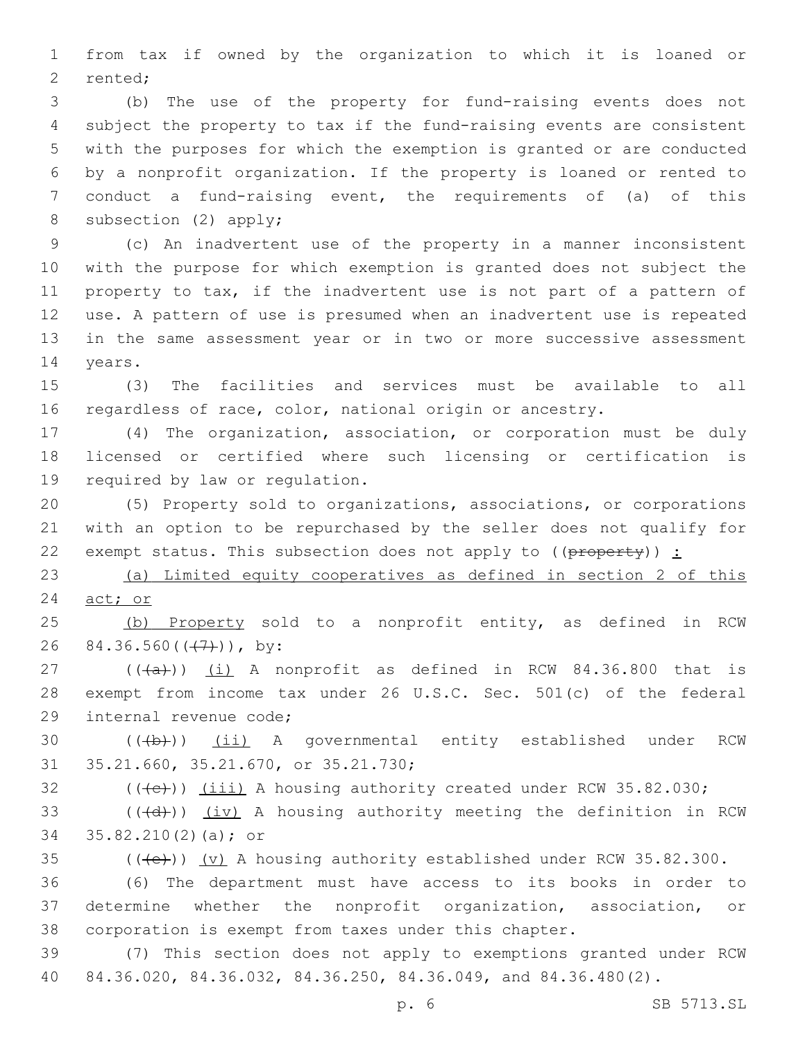from tax if owned by the organization to which it is loaned or rented;

(b) The use of the property for fund-raising events does not subject the property to tax if the fund-raising events are consistent with the purposes for which the exemption is granted or are conducted by a nonprofit organization. If the property is loaned or rented to conduct a fund-raising event, the requirements of (a) of this subsection (2) apply;

(c) An inadvertent use of the property in a manner inconsistent with the purpose for which exemption is granted does not subject the property to tax, if the inadvertent use is not part of a pattern of use. A pattern of use is presumed when an inadvertent use is repeated in the same assessment year or in two or more successive assessment years.

(3) The facilities and services must be available to all regardless of race, color, national origin or ancestry.

(4) The organization, association, or corporation must be duly licensed or certified where such licensing or certification is required by law or regulation.

(5) Property sold to organizations, associations, or corporations with an option to be repurchased by the seller does not qualify for exempt status. This subsection does not apply to ((~~property~~)) :

(a) Limited equity cooperatives as defined in section 2 of this act; or

(b) Property sold to a nonprofit entity, as defined in RCW 84.36.560((~~(7)~~)), by:

((~~(a)~~)) (i) A nonprofit as defined in RCW 84.36.800 that is exempt from income tax under 26 U.S.C. Sec. 501(c) of the federal internal revenue code;

((~~(b)~~)) (ii) A governmental entity established under RCW 35.21.660, 35.21.670, or 35.21.730;

((~~(c)~~)) (iii) A housing authority created under RCW 35.82.030;

((~~(d)~~)) (iv) A housing authority meeting the definition in RCW 35.82.210(2)(a); or

((~~(e)~~)) (v) A housing authority established under RCW 35.82.300.

(6) The department must have access to its books in order to determine whether the nonprofit organization, association, or corporation is exempt from taxes under this chapter.

(7) This section does not apply to exemptions granted under RCW 84.36.020, 84.36.032, 84.36.250, 84.36.049, and 84.36.480(2).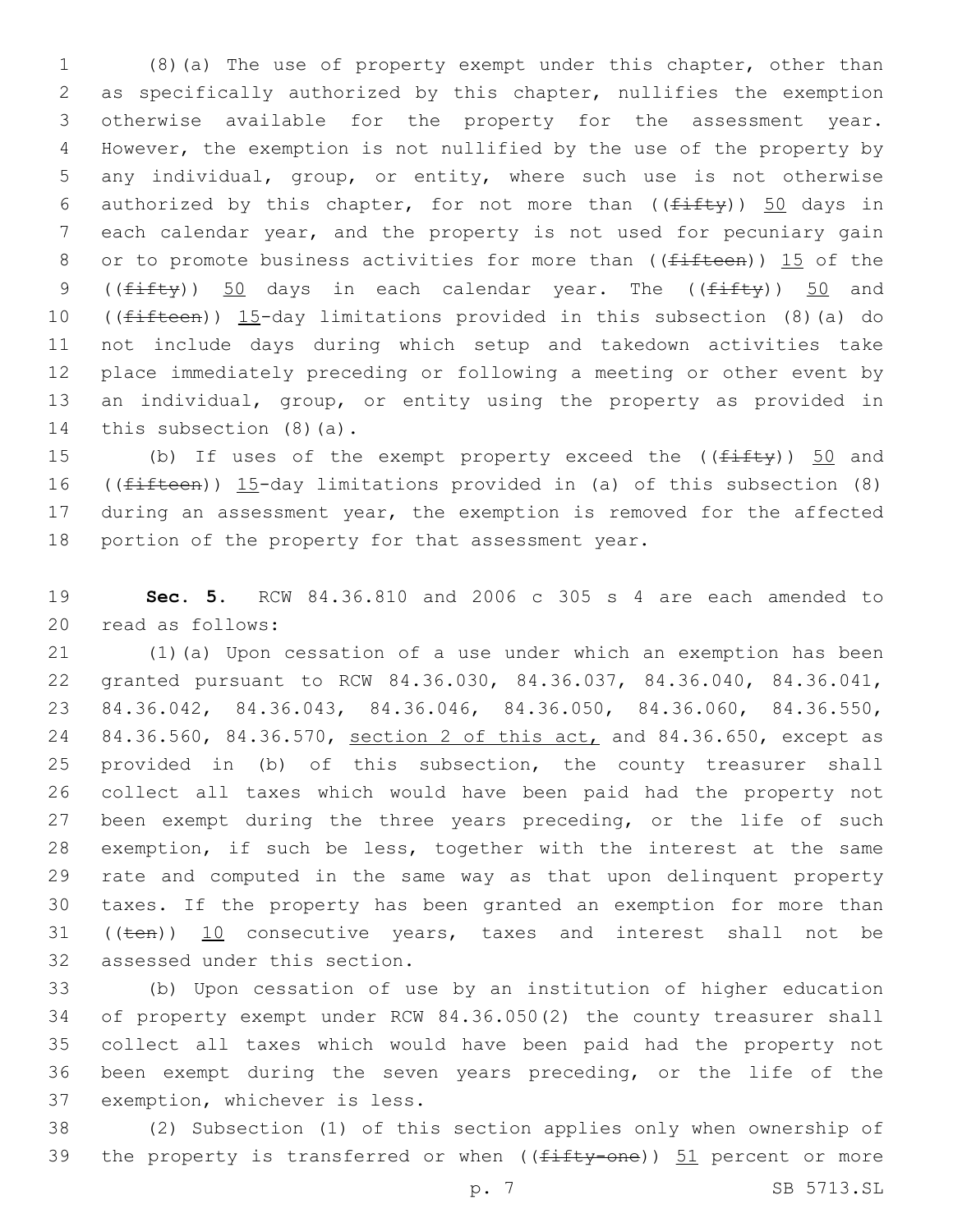(8)(a) The use of property exempt under this chapter, other than as specifically authorized by this chapter, nullifies the exemption otherwise available for the property for the assessment year. However, the exemption is not nullified by the use of the property by any individual, group, or entity, where such use is not otherwise authorized by this chapter, for not more than ((~~fifty~~)) <u>50</u> days in each calendar year, and the property is not used for pecuniary gain or to promote business activities for more than ((~~fifteen~~)) <u>15</u> of the ((~~fifty~~)) <u>50</u> days in each calendar year. The ((~~fifty~~)) <u>50</u> and ((~~fifteen~~)) <u>15</u>-day limitations provided in this subsection (8)(a) do not include days during which setup and takedown activities take place immediately preceding or following a meeting or other event by an individual, group, or entity using the property as provided in this subsection (8)(a).

(b) If uses of the exempt property exceed the ((~~fifty~~)) <u>50</u> and ((~~fifteen~~)) <u>15</u>-day limitations provided in (a) of this subsection (8) during an assessment year, the exemption is removed for the affected portion of the property for that assessment year.

**Sec. 5.** RCW 84.36.810 and 2006 c 305 s 4 are each amended to read as follows:

(1)(a) Upon cessation of a use under which an exemption has been granted pursuant to RCW 84.36.030, 84.36.037, 84.36.040, 84.36.041, 84.36.042, 84.36.043, 84.36.046, 84.36.050, 84.36.060, 84.36.550, 84.36.560, 84.36.570, <u>section 2 of this act,</u> and 84.36.650, except as provided in (b) of this subsection, the county treasurer shall collect all taxes which would have been paid had the property not been exempt during the three years preceding, or the life of such exemption, if such be less, together with the interest at the same rate and computed in the same way as that upon delinquent property taxes. If the property has been granted an exemption for more than ((~~ten~~)) <u>10</u> consecutive years, taxes and interest shall not be assessed under this section.

(b) Upon cessation of use by an institution of higher education of property exempt under RCW 84.36.050(2) the county treasurer shall collect all taxes which would have been paid had the property not been exempt during the seven years preceding, or the life of the exemption, whichever is less.

(2) Subsection (1) of this section applies only when ownership of the property is transferred or when ((~~fifty-one~~)) <u>51</u> percent or more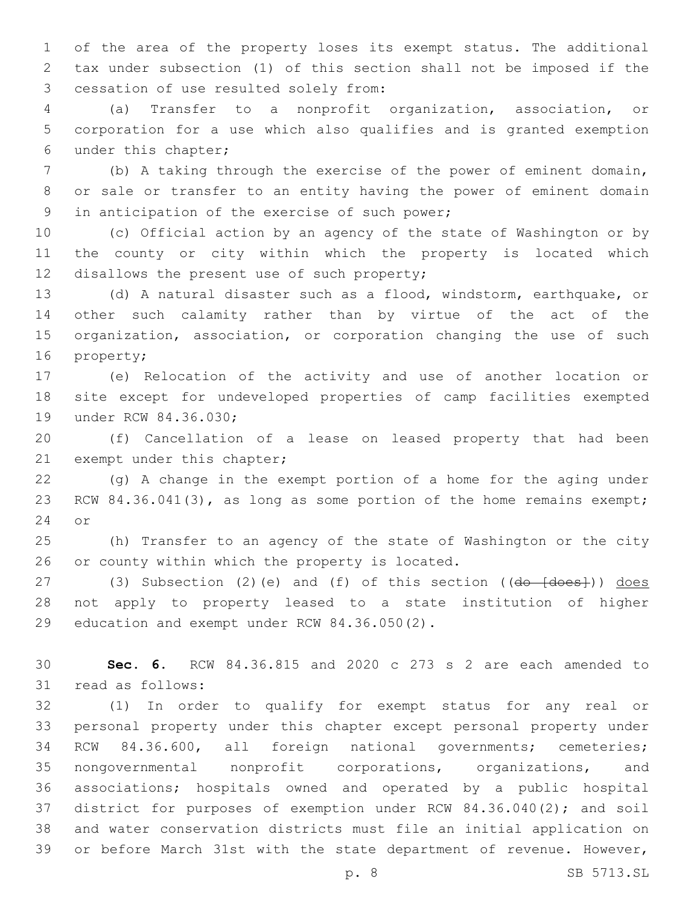of the area of the property loses its exempt status. The additional tax under subsection (1) of this section shall not be imposed if the cessation of use resulted solely from:

(a) Transfer to a nonprofit organization, association, or corporation for a use which also qualifies and is granted exemption under this chapter;

(b) A taking through the exercise of the power of eminent domain, or sale or transfer to an entity having the power of eminent domain in anticipation of the exercise of such power;

(c) Official action by an agency of the state of Washington or by the county or city within which the property is located which disallows the present use of such property;

(d) A natural disaster such as a flood, windstorm, earthquake, or other such calamity rather than by virtue of the act of the organization, association, or corporation changing the use of such property;

(e) Relocation of the activity and use of another location or site except for undeveloped properties of camp facilities exempted under RCW 84.36.030;

(f) Cancellation of a lease on leased property that had been exempt under this chapter;

(g) A change in the exempt portion of a home for the aging under RCW 84.36.041(3), as long as some portion of the home remains exempt; or

(h) Transfer to an agency of the state of Washington or the city or county within which the property is located.

(3) Subsection (2)(e) and (f) of this section ((~~do [does]~~)) <u>does</u> not apply to property leased to a state institution of higher education and exempt under RCW 84.36.050(2).

**Sec. 6.** RCW 84.36.815 and 2020 c 273 s 2 are each amended to read as follows:

(1) In order to qualify for exempt status for any real or personal property under this chapter except personal property under RCW 84.36.600, all foreign national governments; cemeteries; nongovernmental nonprofit corporations, organizations, and associations; hospitals owned and operated by a public hospital district for purposes of exemption under RCW 84.36.040(2); and soil and water conservation districts must file an initial application on or before March 31st with the state department of revenue. However,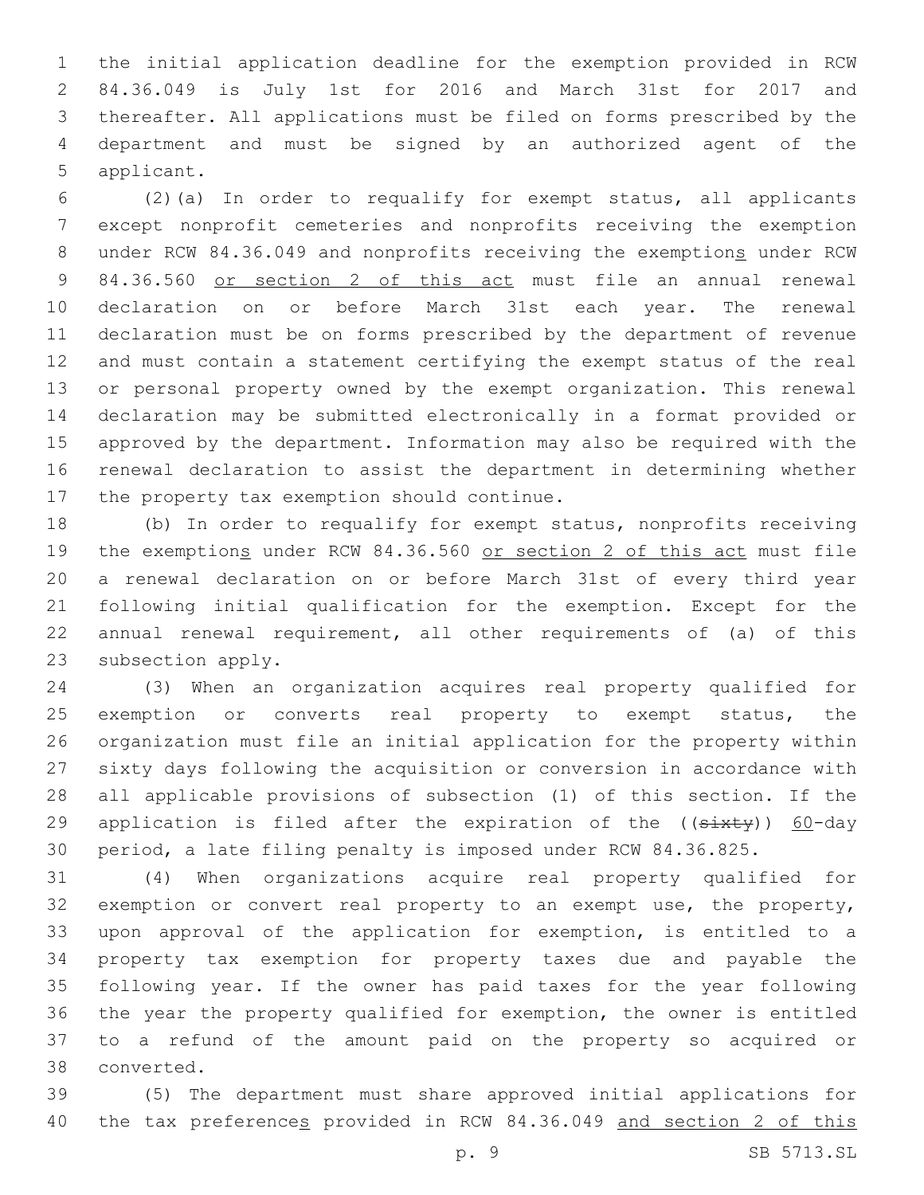the initial application deadline for the exemption provided in RCW 84.36.049 is July 1st for 2016 and March 31st for 2017 and thereafter. All applications must be filed on forms prescribed by the department and must be signed by an authorized agent of the applicant.

(2)(a) In order to requalify for exempt status, all applicants except nonprofit cemeteries and nonprofits receiving the exemption under RCW 84.36.049 and nonprofits receiving the exemptions under RCW 84.36.560 or section 2 of this act must file an annual renewal declaration on or before March 31st each year. The renewal declaration must be on forms prescribed by the department of revenue and must contain a statement certifying the exempt status of the real or personal property owned by the exempt organization. This renewal declaration may be submitted electronically in a format provided or approved by the department. Information may also be required with the renewal declaration to assist the department in determining whether the property tax exemption should continue.

(b) In order to requalify for exempt status, nonprofits receiving the exemptions under RCW 84.36.560 or section 2 of this act must file a renewal declaration on or before March 31st of every third year following initial qualification for the exemption. Except for the annual renewal requirement, all other requirements of (a) of this subsection apply.

(3) When an organization acquires real property qualified for exemption or converts real property to exempt status, the organization must file an initial application for the property within sixty days following the acquisition or conversion in accordance with all applicable provisions of subsection (1) of this section. If the application is filed after the expiration of the ((sixty)) 60-day period, a late filing penalty is imposed under RCW 84.36.825.

(4) When organizations acquire real property qualified for exemption or convert real property to an exempt use, the property, upon approval of the application for exemption, is entitled to a property tax exemption for property taxes due and payable the following year. If the owner has paid taxes for the year following the year the property qualified for exemption, the owner is entitled to a refund of the amount paid on the property so acquired or converted.

(5) The department must share approved initial applications for the tax preferences provided in RCW 84.36.049 and section 2 of this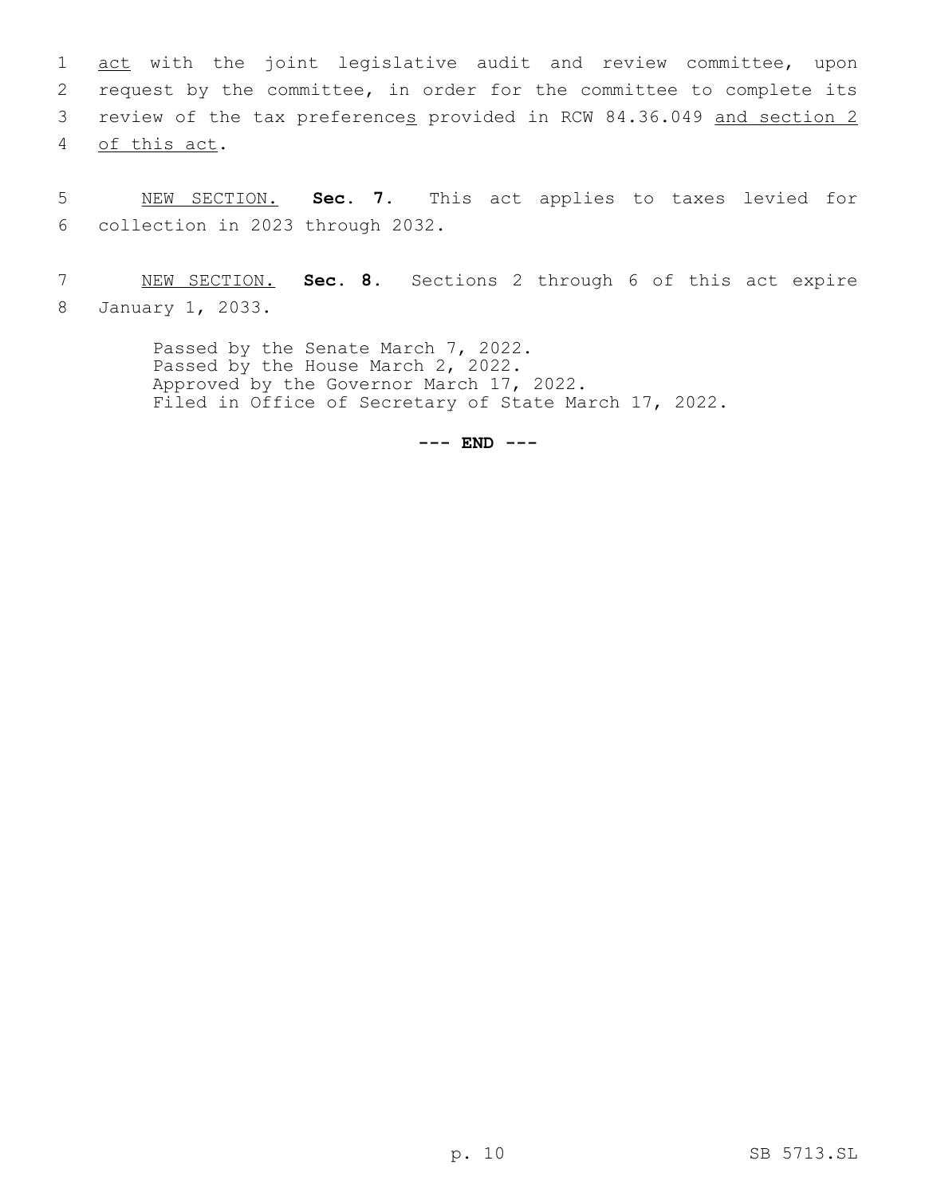act with the joint legislative audit and review committee, upon request by the committee, in order for the committee to complete its review of the tax preferences provided in RCW 84.36.049 and section 2 of this act.

NEW SECTION. **Sec. 7.** This act applies to taxes levied for collection in 2023 through 2032.

NEW SECTION. **Sec. 8.** Sections 2 through 6 of this act expire January 1, 2033.

Passed by the Senate March 7, 2022.
Passed by the House March 2, 2022.
Approved by the Governor March 17, 2022.
Filed in Office of Secretary of State March 17, 2022.

**--- END ---**